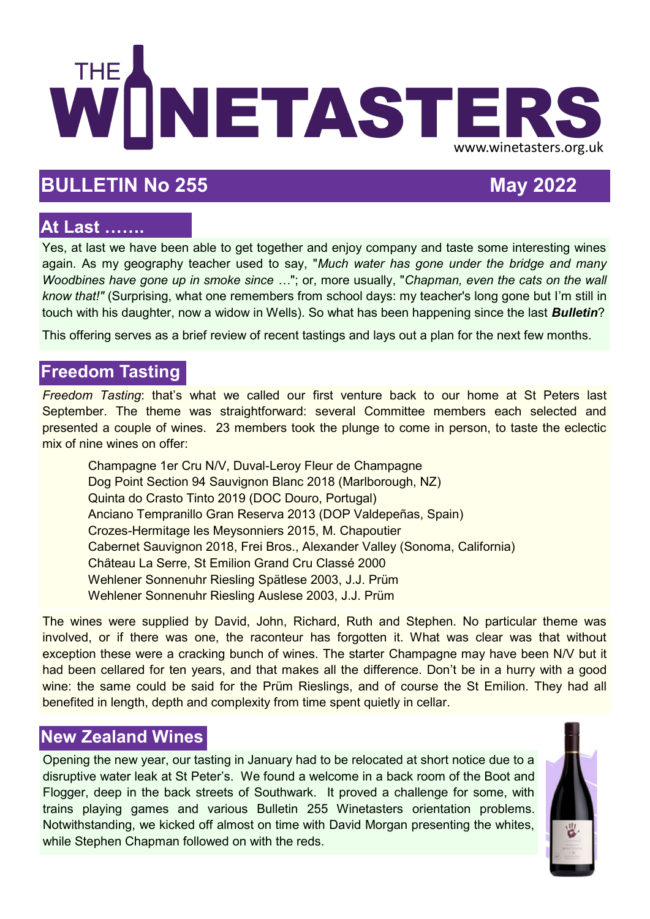# THE WINETASTERS

www.winetasters.org.uk

## BULLETIN No 255 May 2022

## At Last …….

Yes, at last we have been able to get together and enjoy company and taste some interesting wines again. As my geography teacher used to say, "*Much water has gone under the bridge and many Woodbines have gone up in smoke since …*"; or, more usually, "*Chapman, even the cats on the wall know that!"* (Surprising, what one remembers from school days: my teacher's long gone but I'm still in touch with his daughter, now a widow in Wells). So what has been happening since the last ***Bulletin***?

This offering serves as a brief review of recent tastings and lays out a plan for the next few months.

## Freedom Tasting

*Freedom Tasting*: that's what we called our first venture back to our home at St Peters last September. The theme was straightforward: several Committee members each selected and presented a couple of wines. 23 members took the plunge to come in person, to taste the eclectic mix of nine wines on offer:

- Champagne 1er Cru N/V, Duval-Leroy Fleur de Champagne
- Dog Point Section 94 Sauvignon Blanc 2018 (Marlborough, NZ)
- Quinta do Crasto Tinto 2019 (DOC Douro, Portugal)
- Anciano Tempranillo Gran Reserva 2013 (DOP Valdepeñas, Spain)
- Crozes-Hermitage les Meysonniers 2015, M. Chapoutier
- Cabernet Sauvignon 2018, Frei Bros., Alexander Valley (Sonoma, California)
- Château La Serre, St Emilion Grand Cru Classé 2000
- Wehlener Sonnenuhr Riesling Spätlese 2003, J.J. Prüm
- Wehlener Sonnenuhr Riesling Auslese 2003, J.J. Prüm

The wines were supplied by David, John, Richard, Ruth and Stephen. No particular theme was involved, or if there was one, the raconteur has forgotten it. What was clear was that without exception these were a cracking bunch of wines. The starter Champagne may have been N/V but it had been cellared for ten years, and that makes all the difference. Don't be in a hurry with a good wine: the same could be said for the Prüm Rieslings, and of course the St Emilion. They had all benefited in length, depth and complexity from time spent quietly in cellar.

## New Zealand Wines

Opening the new year, our tasting in January had to be relocated at short notice due to a disruptive water leak at St Peter's. We found a welcome in a back room of the Boot and Flogger, deep in the back streets of Southwark. It proved a challenge for some, with trains playing games and various Bulletin 255 Winetasters orientation problems. Notwithstanding, we kicked off almost on time with David Morgan presenting the whites, while Stephen Chapman followed on with the reds.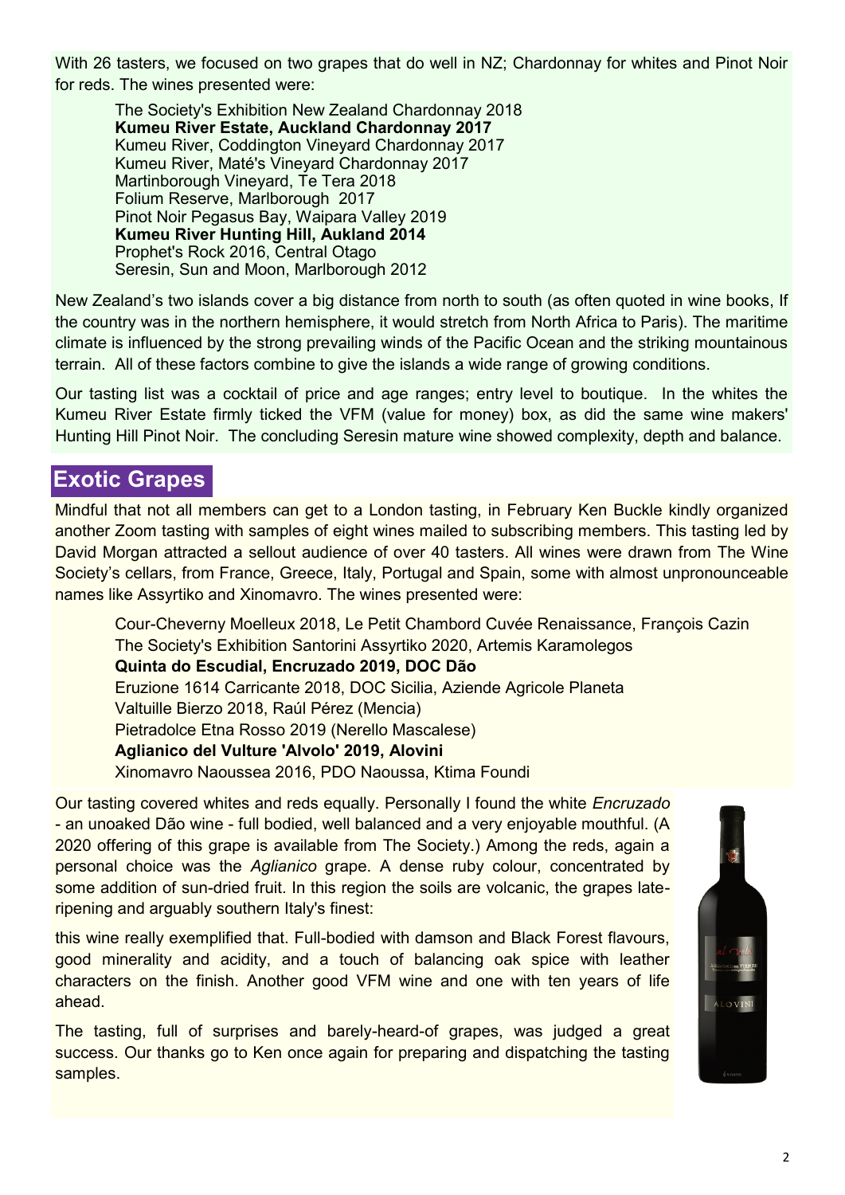With 26 tasters, we focused on two grapes that do well in NZ; Chardonnay for whites and Pinot Noir for reds. The wines presented were:

The Society's Exhibition New Zealand Chardonnay 2018
**Kumeu River Estate, Auckland Chardonnay 2017**
Kumeu River, Coddington Vineyard Chardonnay 2017
Kumeu River, Maté's Vineyard Chardonnay 2017
Martinborough Vineyard, Te Tera 2018
Folium Reserve, Marlborough 2017
Pinot Noir Pegasus Bay, Waipara Valley 2019
**Kumeu River Hunting Hill, Aukland 2014**
Prophet's Rock 2016, Central Otago
Seresin, Sun and Moon, Marlborough 2012

New Zealand's two islands cover a big distance from north to south (as often quoted in wine books, If the country was in the northern hemisphere, it would stretch from North Africa to Paris). The maritime climate is influenced by the strong prevailing winds of the Pacific Ocean and the striking mountainous terrain. All of these factors combine to give the islands a wide range of growing conditions.

Our tasting list was a cocktail of price and age ranges; entry level to boutique. In the whites the Kumeu River Estate firmly ticked the VFM (value for money) box, as did the same wine makers' Hunting Hill Pinot Noir. The concluding Seresin mature wine showed complexity, depth and balance.

## Exotic Grapes

Mindful that not all members can get to a London tasting, in February Ken Buckle kindly organized another Zoom tasting with samples of eight wines mailed to subscribing members. This tasting led by David Morgan attracted a sellout audience of over 40 tasters. All wines were drawn from The Wine Society's cellars, from France, Greece, Italy, Portugal and Spain, some with almost unpronounceable names like Assyrtiko and Xinomavro. The wines presented were:

Cour-Cheverny Moelleux 2018, Le Petit Chambord Cuvée Renaissance, François Cazin
The Society's Exhibition Santorini Assyrtiko 2020, Artemis Karamolegos
**Quinta do Escudial, Encruzado 2019, DOC Dão**
Eruzione 1614 Carricante 2018, DOC Sicilia, Aziende Agricole Planeta
Valtuille Bierzo 2018, Raúl Pérez (Mencia)
Pietradolce Etna Rosso 2019 (Nerello Mascalese)
**Aglianico del Vulture 'Alvolo' 2019, Alovini**
Xinomavro Naoussea 2016, PDO Naoussa, Ktima Foundi

Our tasting covered whites and reds equally. Personally I found the white *Encruzado* - an unoaked Dão wine - full bodied, well balanced and a very enjoyable mouthful. (A 2020 offering of this grape is available from The Society.) Among the reds, again a personal choice was the *Aglianico* grape. A dense ruby colour, concentrated by some addition of sun-dried fruit. In this region the soils are volcanic, the grapes late-ripening and arguably southern Italy's finest:

this wine really exemplified that. Full-bodied with damson and Black Forest flavours, good minerality and acidity, and a touch of balancing oak spice with leather characters on the finish. Another good VFM wine and one with ten years of life ahead.

The tasting, full of surprises and barely-heard-of grapes, was judged a great success. Our thanks go to Ken once again for preparing and dispatching the tasting samples.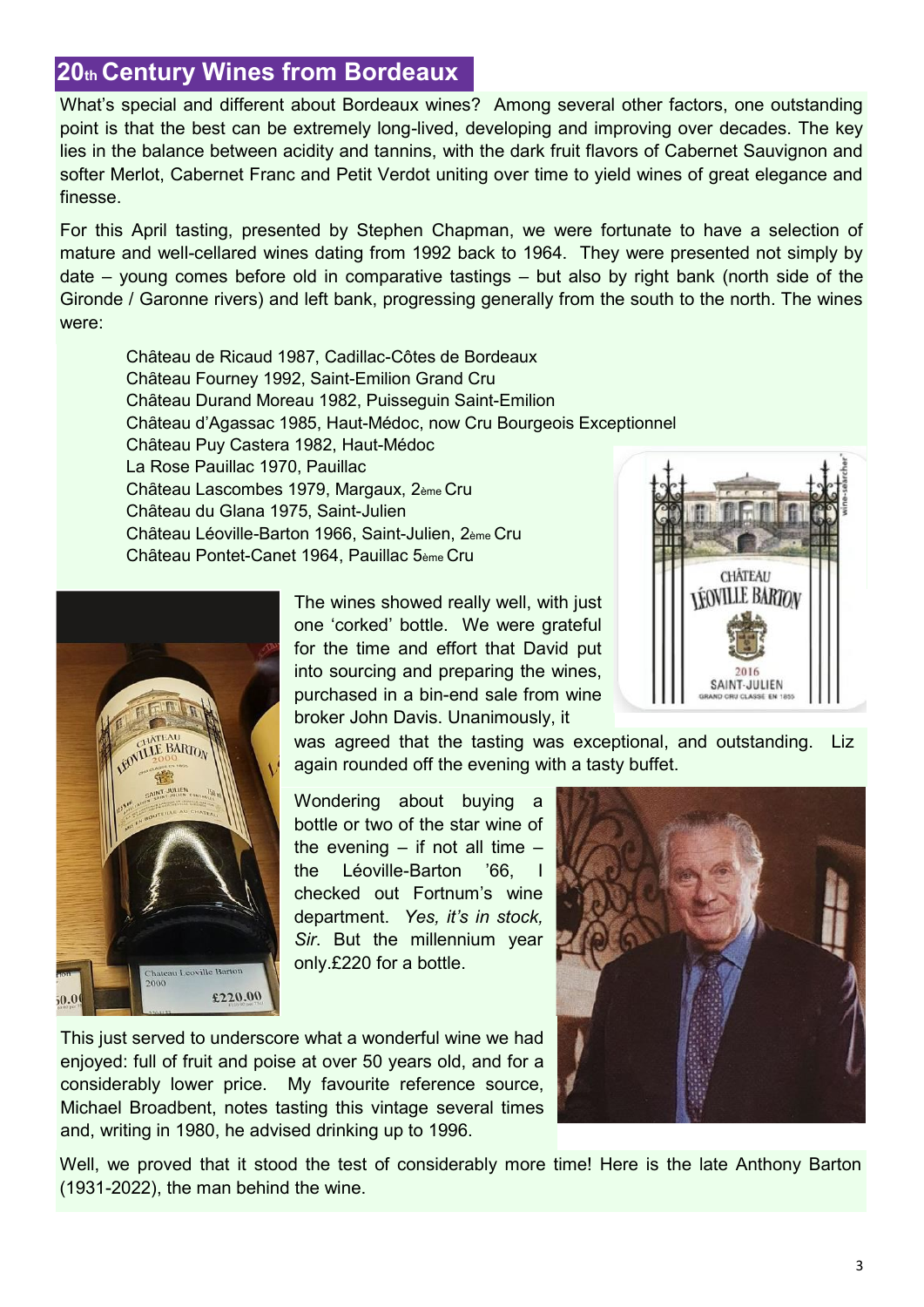## 20th Century Wines from Bordeaux

What's special and different about Bordeaux wines? Among several other factors, one outstanding point is that the best can be extremely long-lived, developing and improving over decades. The key lies in the balance between acidity and tannins, with the dark fruit flavors of Cabernet Sauvignon and softer Merlot, Cabernet Franc and Petit Verdot uniting over time to yield wines of great elegance and finesse.

For this April tasting, presented by Stephen Chapman, we were fortunate to have a selection of mature and well-cellared wines dating from 1992 back to 1964. They were presented not simply by date – young comes before old in comparative tastings – but also by right bank (north side of the Gironde / Garonne rivers) and left bank, progressing generally from the south to the north. The wines were:

Château de Ricaud 1987, Cadillac-Côtes de Bordeaux
Château Fourney 1992, Saint-Emilion Grand Cru
Château Durand Moreau 1982, Puisseguin Saint-Emilion
Château d'Agassac 1985, Haut-Médoc, now Cru Bourgeois Exceptionnel
Château Puy Castera 1982, Haut-Médoc
La Rose Pauillac 1970, Pauillac
Château Lascombes 1979, Margaux, 2ème Cru
Château du Glana 1975, Saint-Julien
Château Léoville-Barton 1966, Saint-Julien, 2ème Cru
Château Pontet-Canet 1964, Pauillac 5ème Cru

The wines showed really well, with just one 'corked' bottle. We were grateful for the time and effort that David put into sourcing and preparing the wines, purchased in a bin-end sale from wine broker John Davis. Unanimously, it was agreed that the tasting was exceptional, and outstanding. Liz again rounded off the evening with a tasty buffet.

Wondering about buying a bottle or two of the star wine of the evening – if not all time – the Léoville-Barton '66, I checked out Fortnum's wine department. *Yes, it's in stock, Sir.* But the millennium year only.£220 for a bottle.

This just served to underscore what a wonderful wine we had enjoyed: full of fruit and poise at over 50 years old, and for a considerably lower price. My favourite reference source, Michael Broadbent, notes tasting this vintage several times and, writing in 1980, he advised drinking up to 1996.

Well, we proved that it stood the test of considerably more time! Here is the late Anthony Barton (1931-2022), the man behind the wine.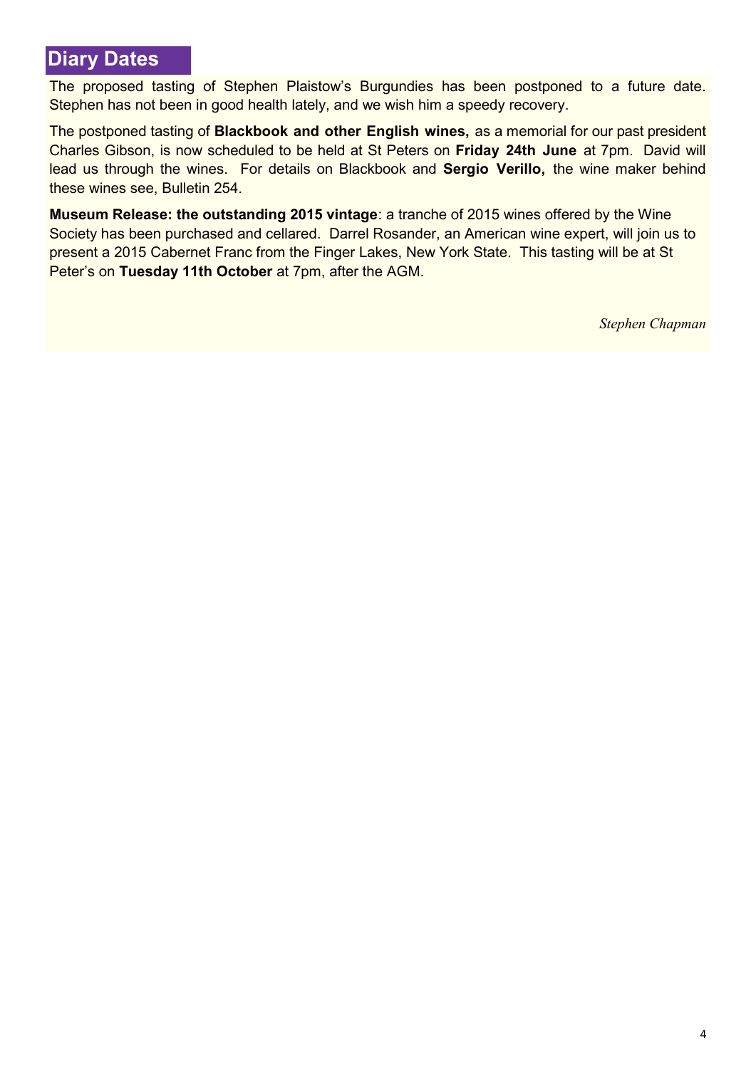## Diary Dates

The proposed tasting of Stephen Plaistow's Burgundies has been postponed to a future date. Stephen has not been in good health lately, and we wish him a speedy recovery.

The postponed tasting of **Blackbook and other English wines,** as a memorial for our past president Charles Gibson, is now scheduled to be held at St Peters on **Friday 24th June** at 7pm. David will lead us through the wines. For details on Blackbook and **Sergio Verillo,** the wine maker behind these wines see, Bulletin 254.

**Museum Release: the outstanding 2015 vintage**: a tranche of 2015 wines offered by the Wine Society has been purchased and cellared. Darrel Rosander, an American wine expert, will join us to present a 2015 Cabernet Franc from the Finger Lakes, New York State. This tasting will be at St Peter's on **Tuesday 11th October** at 7pm, after the AGM.

*Stephen Chapman*